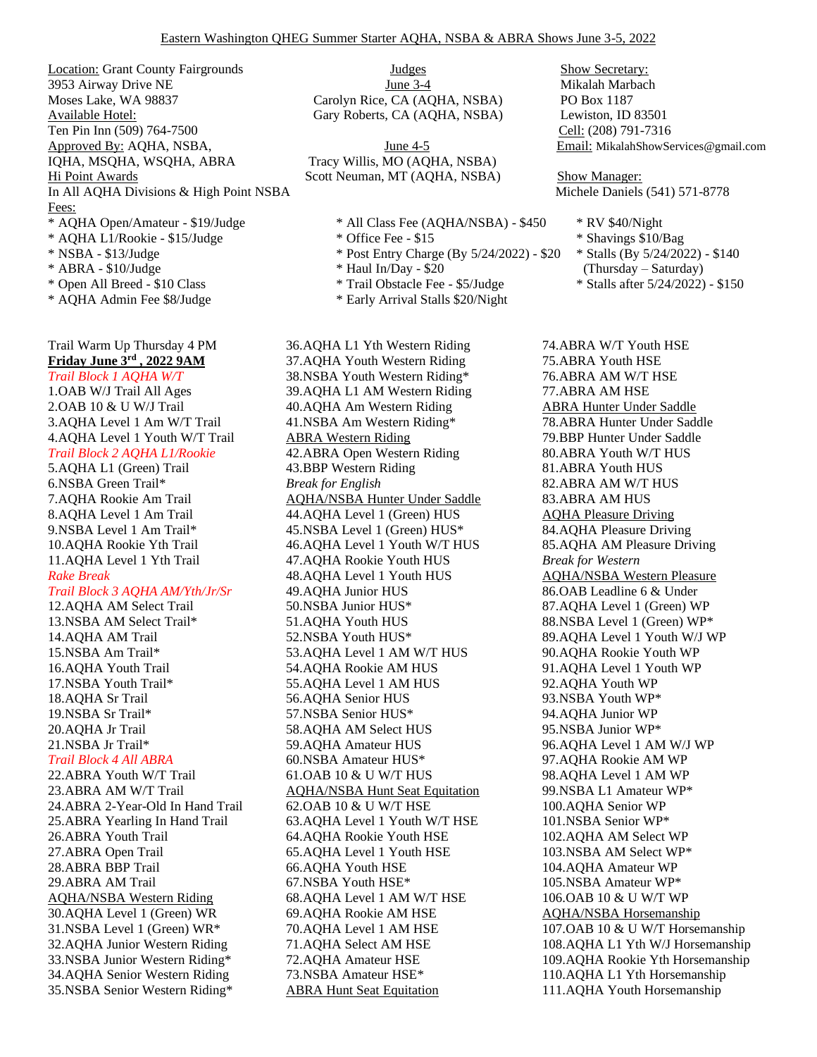# Eastern Washington QHEG Summer Starter AQHA, NSBA & ABRA Shows June 3-5, 2022

Location: Grant County Fairgrounds
3953 Airway Drive NE
Moses Lake, WA 98837
Available Hotel:
Ten Pin Inn (509) 764-7500
Approved By: AQHA, NSBA, IQHA, MSQHA, WSQHA, ABRA
Hi Point Awards
In All AQHA Divisions & High Point NSBA

Judges
June 3-4
Carolyn Rice, CA (AQHA, NSBA)
Gary Roberts, CA (AQHA, NSBA)

June 4-5
Tracy Willis, MO (AQHA, NSBA)
Scott Neuman, MT (AQHA, NSBA)

Show Secretary:
Mikalah Marbach
PO Box 1187
Lewiston, ID 83501
Cell: (208) 791-7316
Email: MikalahShowServices@gmail.com

Show Manager:
Michele Daniels (541) 571-8778

Fees:
* AQHA Open/Amateur - $19/Judge
* AQHA L1/Rookie - $15/Judge
* NSBA - $13/Judge
* ABRA - $10/Judge
* Open All Breed - $10 Class
* AQHA Admin Fee $8/Judge

* All Class Fee (AQHA/NSBA) - $450
* Office Fee - $15
* Post Entry Charge (By 5/24/2022) - $20
* Haul In/Day - $20
* Trail Obstacle Fee - $5/Judge
* Early Arrival Stalls $20/Night

* RV $40/Night
* Shavings $10/Bag
* Stalls (By 5/24/2022) - $140 (Thursday – Saturday)
* Stalls after 5/24/2022) - $150

Trail Warm Up Thursday 4 PM
**Friday June 3rd , 2022 9AM**

*Trail Block 1 AQHA W/T*
1.OAB W/J Trail All Ages
2.OAB 10 & U W/J Trail
3.AQHA Level 1 Am W/T Trail
4.AQHA Level 1 Youth W/T Trail

*Trail Block 2 AQHA L1/Rookie*
5.AQHA L1 (Green) Trail
6.NSBA Green Trail*
7.AQHA Rookie Am Trail
8.AQHA Level 1 Am Trail
9.NSBA Level 1 Am Trail*
10.AQHA Rookie Yth Trail
11.AQHA Level 1 Yth Trail

*Rake Break*

*Trail Block 3 AQHA AM/Yth/Jr/Sr*
12.AQHA AM Select Trail
13.NSBA AM Select Trail*
14.AQHA AM Trail
15.NSBA Am Trail*
16.AQHA Youth Trail
17.NSBA Youth Trail*
18.AQHA Sr Trail
19.NSBA Sr Trail*
20.AQHA Jr Trail
21.NSBA Jr Trail*

*Trail Block 4 All ABRA*
22.ABRA Youth W/T Trail
23.ABRA AM W/T Trail
24.ABRA 2-Year-Old In Hand Trail
25.ABRA Yearling In Hand Trail
26.ABRA Youth Trail
27.ABRA Open Trail
28.ABRA BBP Trail
29.ABRA AM Trail

AQHA/NSBA Western Riding
30.AQHA Level 1 (Green) WR
31.NSBA Level 1 (Green) WR*
32.AQHA Junior Western Riding
33.NSBA Junior Western Riding*
34.AQHA Senior Western Riding
35.NSBA Senior Western Riding*
36.AQHA L1 Yth Western Riding
37.AQHA Youth Western Riding
38.NSBA Youth Western Riding*
39.AQHA L1 AM Western Riding
40.AQHA Am Western Riding
41.NSBA Am Western Riding*

ABRA Western Riding
42.ABRA Open Western Riding
43.BBP Western Riding

*Break for English*

AQHA/NSBA Hunter Under Saddle
44.AQHA Level 1 (Green) HUS
45.NSBA Level 1 (Green) HUS*
46.AQHA Level 1 Youth W/T HUS
47.AQHA Rookie Youth HUS
48.AQHA Level 1 Youth HUS
49.AQHA Junior HUS
50.NSBA Junior HUS*
51.AQHA Youth HUS
52.NSBA Youth HUS*
53.AQHA Level 1 AM W/T HUS
54.AQHA Rookie AM HUS
55.AQHA Level 1 AM HUS
56.AQHA Senior HUS
57.NSBA Senior HUS*
58.AQHA AM Select HUS
59.AQHA Amateur HUS
60.NSBA Amateur HUS*
61.OAB 10 & U W/T HUS

AQHA/NSBA Hunt Seat Equitation
62.OAB 10 & U W/T HSE
63.AQHA Level 1 Youth W/T HSE
64.AQHA Rookie Youth HSE
65.AQHA Level 1 Youth HSE
66.AQHA Youth HSE
67.NSBA Youth HSE*
68.AQHA Level 1 AM W/T HSE
69.AQHA Rookie AM HSE
70.AQHA Level 1 AM HSE
71.AQHA Select AM HSE
72.AQHA Amateur HSE
73.NSBA Amateur HSE*

ABRA Hunt Seat Equitation
74.ABRA W/T Youth HSE
75.ABRA Youth HSE
76.ABRA AM W/T HSE
77.ABRA AM HSE

ABRA Hunter Under Saddle
78.ABRA Hunter Under Saddle
79.BBP Hunter Under Saddle
80.ABRA Youth W/T HUS
81.ABRA Youth HUS
82.ABRA AM W/T HUS
83.ABRA AM HUS

AQHA Pleasure Driving
84.AQHA Pleasure Driving
85.AQHA AM Pleasure Driving

*Break for Western*

AQHA/NSBA Western Pleasure
86.OAB Leadline 6 & Under
87.AQHA Level 1 (Green) WP
88.NSBA Level 1 (Green) WP*
89.AQHA Level 1 Youth W/J WP
90.AQHA Rookie Youth WP
91.AQHA Level 1 Youth WP
92.AQHA Youth WP
93.NSBA Youth WP*
94.AQHA Junior WP
95.NSBA Junior WP*
96.AQHA Level 1 AM W/J WP
97.AQHA Rookie AM WP
98.AQHA Level 1 AM WP
99.NSBA L1 Amateur WP*
100.AQHA Senior WP
101.NSBA Senior WP*
102.AQHA AM Select WP
103.NSBA AM Select WP*
104.AQHA Amateur WP
105.NSBA Amateur WP*
106.OAB 10 & U W/T WP

AQHA/NSBA Horsemanship
107.OAB 10 & U W/T Horsemanship
108.AQHA L1 Yth W/J Horsemanship
109.AQHA Rookie Yth Horsemanship
110.AQHA L1 Yth Horsemanship
111.AQHA Youth Horsemanship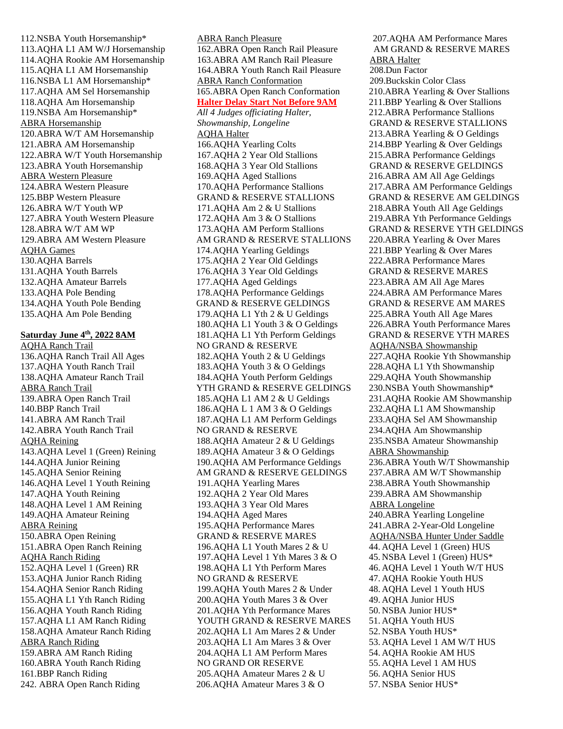112.NSBA Youth Horsemanship*
113.AQHA L1 AM W/J Horsemanship
114.AQHA Rookie AM Horsemanship
115.AQHA L1 AM Horsemanship
116.NSBA L1 AM Horsemanship*
117.AQHA AM Sel Horsemanship
118.AQHA Am Horsemanship
119.NSBA Am Horsemanship*

ABRA Horsemanship
120.ABRA W/T AM Horsemanship
121.ABRA AM Horsemanship
122.ABRA W/T Youth Horsemanship
123.ABRA Youth Horsemanship

ABRA Western Pleasure
124.ABRA Western Pleasure
125.BBP Western Pleasure
126.ABRA W/T Youth WP
127.ABRA Youth Western Pleasure
128.ABRA W/T AM WP
129.ABRA AM Western Pleasure

AQHA Games
130.AQHA Barrels
131.AQHA Youth Barrels
132.AQHA Amateur Barrels
133.AQHA Pole Bending
134.AQHA Youth Pole Bending
135.AQHA Am Pole Bending

**Saturday June 4th, 2022 8AM**

AQHA Ranch Trail
136.AQHA Ranch Trail All Ages
137.AQHA Youth Ranch Trail
138.AQHA Amateur Ranch Trail

ABRA Ranch Trail
139.ABRA Open Ranch Trail
140.BBP Ranch Trail
141.ABRA AM Ranch Trail
142.ABRA Youth Ranch Trail

AQHA Reining
143.AQHA Level 1 (Green) Reining
144.AQHA Junior Reining
145.AQHA Senior Reining
146.AQHA Level 1 Youth Reining
147.AQHA Youth Reining
148.AQHA Level 1 AM Reining
149.AQHA Amateur Reining

ABRA Reining
150.ABRA Open Reining
151.ABRA Open Ranch Reining

AQHA Ranch Riding
152.AQHA Level 1 (Green) RR
153.AQHA Junior Ranch Riding
154.AQHA Senior Ranch Riding
155.AQHA L1 Yth Ranch Riding
156.AQHA Youth Ranch Riding
157.AQHA L1 AM Ranch Riding
158.AQHA Amateur Ranch Riding

ABRA Ranch Riding
159.ABRA AM Ranch Riding
160.ABRA Youth Ranch Riding
161.BBP Ranch Riding
242. ABRA Open Ranch Riding

ABRA Ranch Pleasure
162.ABRA Open Ranch Rail Pleasure
163.ABRA AM Ranch Rail Pleasure
164.ABRA Youth Ranch Rail Pleasure

ABRA Ranch Conformation
165.ABRA Open Ranch Conformation

**Halter Delay Start Not Before 9AM**

*All 4 Judges officiating Halter, Showmanship, Longeline*

AQHA Halter
166.AQHA Yearling Colts
167.AQHA 2 Year Old Stallions
168.AQHA 3 Year Old Stallions
169.AQHA Aged Stallions
170.AQHA Performance Stallions
GRAND & RESERVE STALLIONS
171.AQHA Am 2 & U Stallions
172.AQHA Am 3 & O Stallions
173.AQHA AM Perform Stallions
AM GRAND & RESERVE STALLIONS
174.AQHA Yearling Geldings
175.AQHA 2 Year Old Geldings
176.AQHA 3 Year Old Geldings
177.AQHA Aged Geldings
178.AQHA Performance Geldings
GRAND & RESERVE GELDINGS
179.AQHA L1 Yth 2 & U Geldings
180.AQHA L1 Youth 3 & O Geldings
181.AQHA L1 Yth Perform Geldings
NO GRAND & RESERVE
182.AQHA Youth 2 & U Geldings
183.AQHA Youth 3 & O Geldings
184.AQHA Youth Perform Geldings
YTH GRAND & RESERVE GELDINGS
185.AQHA L1 AM 2 & U Geldings
186.AQHA L 1 AM 3 & O Geldings
187.AQHA L1 AM Perform Geldings
NO GRAND & RESERVE
188.AQHA Amateur 2 & U Geldings
189.AQHA Amateur 3 & O Geldings
190.AQHA AM Performance Geldings
AM GRAND & RESERVE GELDINGS
191.AQHA Yearling Mares
192.AQHA 2 Year Old Mares
193.AQHA 3 Year Old Mares
194.AQHA Aged Mares
195.AQHA Performance Mares
GRAND & RESERVE MARES
196.AQHA L1 Youth Mares 2 & U
197.AQHA Level 1 Yth Mares 3 & O
198.AQHA L1 Yth Perform Mares
NO GRAND & RESERVE
199.AQHA Youth Mares 2 & Under
200.AQHA Youth Mares 3 & Over
201.AQHA Yth Performance Mares
YOUTH GRAND & RESERVE MARES
202.AQHA L1 Am Mares 2 & Under
203.AQHA L1 Am Mares 3 & Over
204.AQHA L1 AM Perform Mares
NO GRAND OR RESERVE
205.AQHA Amateur Mares 2 & U
206.AQHA Amateur Mares 3 & O
207.AQHA AM Performance Mares
AM GRAND & RESERVE MARES

ABRA Halter
208.Dun Factor
209.Buckskin Color Class
210.ABRA Yearling & Over Stallions
211.BBP Yearling & Over Stallions
212.ABRA Performance Stallions
GRAND & RESERVE STALLIONS
213.ABRA Yearling & O Geldings
214.BBP Yearling & Over Geldings
215.ABRA Performance Geldings
GRAND & RESERVE GELDINGS
216.ABRA AM All Age Geldings
217.ABRA AM Performance Geldings
GRAND & RESERVE AM GELDINGS
218.ABRA Youth All Age Geldings
219.ABRA Yth Performance Geldings
GRAND & RESERVE YTH GELDINGS
220.ABRA Yearling & Over Mares
221.BBP Yearling & Over Mares
222.ABRA Performance Mares
GRAND & RESERVE MARES
223.ABRA AM All Age Mares
224.ABRA AM Performance Mares
GRAND & RESERVE AM MARES
225.ABRA Youth All Age Mares
226.ABRA Youth Performance Mares
GRAND & RESERVE YTH MARES

AQHA/NSBA Showmanship
227.AQHA Rookie Yth Showmanship
228.AQHA L1 Yth Showmanship
229.AQHA Youth Showmanship
230.NSBA Youth Showmanship*
231.AQHA Rookie AM Showmanship
232.AQHA L1 AM Showmanship
233.AQHA Sel AM Showmanship
234.AQHA Am Showmanship
235.NSBA Amateur Showmanship

ABRA Showmanship
236.ABRA Youth W/T Showmanship
237.ABRA AM W/T Showmanship
238.ABRA Youth Showmanship
239.ABRA AM Showmanship

ABRA Longeline
240.ABRA Yearling Longeline
241.ABRA 2-Year-Old Longeline

AQHA/NSBA Hunter Under Saddle
44. AQHA Level 1 (Green) HUS
45. NSBA Level 1 (Green) HUS*
46. AQHA Level 1 Youth W/T HUS
47. AQHA Rookie Youth HUS
48. AQHA Level 1 Youth HUS
49. AQHA Junior HUS
50. NSBA Junior HUS*
51. AQHA Youth HUS
52. NSBA Youth HUS*
53. AQHA Level 1 AM W/T HUS
54. AQHA Rookie AM HUS
55. AQHA Level 1 AM HUS
56. AQHA Senior HUS
57. NSBA Senior HUS*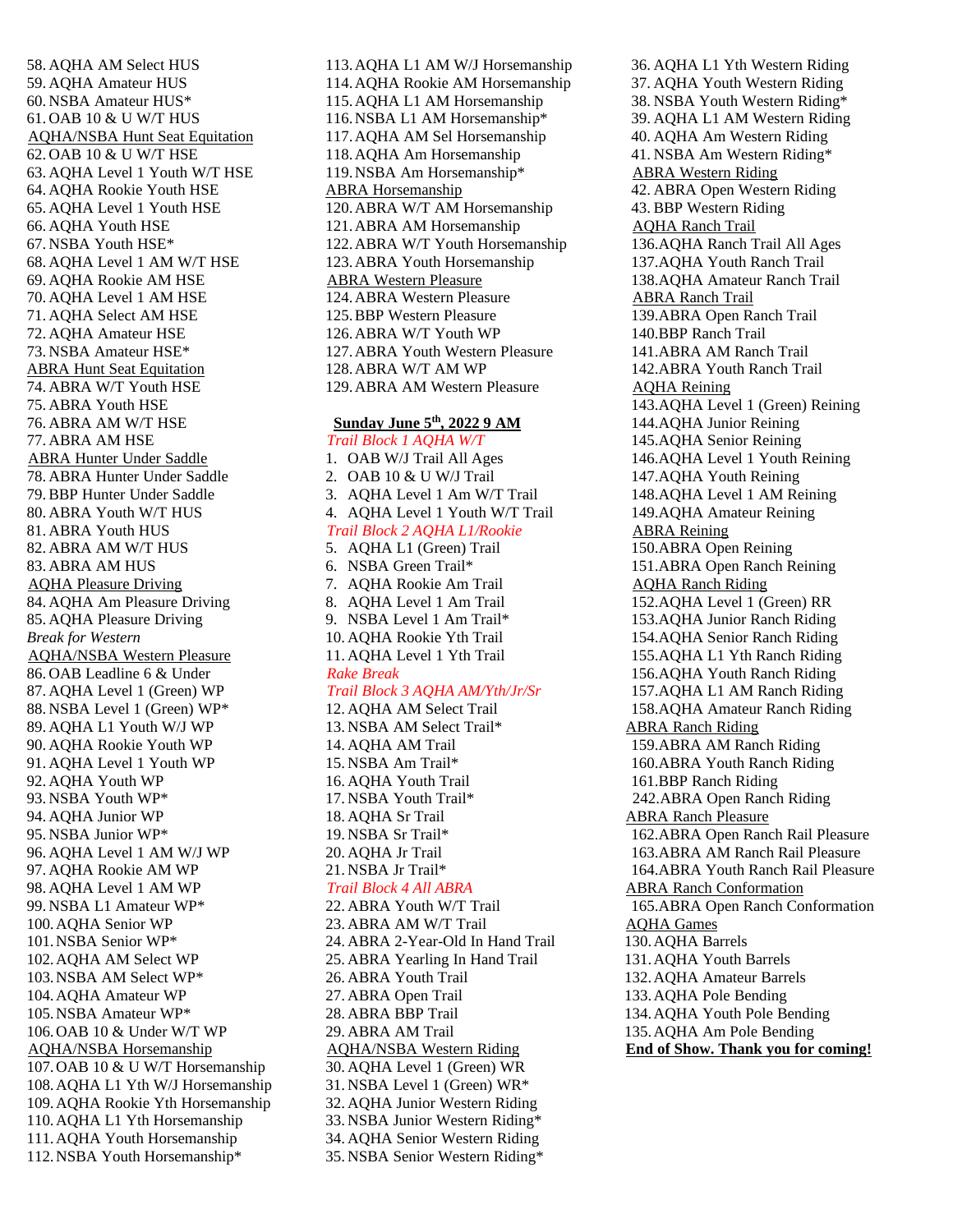58. AQHA AM Select HUS
59. AQHA Amateur HUS
60. NSBA Amateur HUS*
61. OAB 10 & U W/T HUS

AQHA/NSBA Hunt Seat Equitation

62. OAB 10 & U W/T HSE
63. AQHA Level 1 Youth W/T HSE
64. AQHA Rookie Youth HSE
65. AQHA Level 1 Youth HSE
66. AQHA Youth HSE
67. NSBA Youth HSE*
68. AQHA Level 1 AM W/T HSE
69. AQHA Rookie AM HSE
70. AQHA Level 1 AM HSE
71. AQHA Select AM HSE
72. AQHA Amateur HSE
73. NSBA Amateur HSE*

ABRA Hunt Seat Equitation

74. ABRA W/T Youth HSE
75. ABRA Youth HSE
76. ABRA AM W/T HSE
77. ABRA AM HSE

ABRA Hunter Under Saddle

78. ABRA Hunter Under Saddle
79. BBP Hunter Under Saddle
80. ABRA Youth W/T HUS
81. ABRA Youth HUS
82. ABRA AM W/T HUS
83. ABRA AM HUS

AQHA Pleasure Driving

84. AQHA Am Pleasure Driving
85. AQHA Pleasure Driving

*Break for Western*

AQHA/NSBA Western Pleasure

86. OAB Leadline 6 & Under
87. AQHA Level 1 (Green) WP
88. NSBA Level 1 (Green) WP*
89. AQHA L1 Youth W/J WP
90. AQHA Rookie Youth WP
91. AQHA Level 1 Youth WP
92. AQHA Youth WP
93. NSBA Youth WP*
94. AQHA Junior WP
95. NSBA Junior WP*
96. AQHA Level 1 AM W/J WP
97. AQHA Rookie AM WP
98. AQHA Level 1 AM WP
99. NSBA L1 Amateur WP*
100. AQHA Senior WP
101. NSBA Senior WP*
102. AQHA AM Select WP
103. NSBA AM Select WP*
104. AQHA Amateur WP
105. NSBA Amateur WP*
106. OAB 10 & Under W/T WP

AQHA/NSBA Horsemanship

107. OAB 10 & U W/T Horsemanship
108. AQHA L1 Yth W/J Horsemanship
109. AQHA Rookie Yth Horsemanship
110. AQHA L1 Yth Horsemanship
111. AQHA Youth Horsemanship
112. NSBA Youth Horsemanship*
113. AQHA L1 AM W/J Horsemanship
114. AQHA Rookie AM Horsemanship
115. AQHA L1 AM Horsemanship
116. NSBA L1 AM Horsemanship*
117. AQHA AM Sel Horsemanship
118. AQHA Am Horsemanship
119. NSBA Am Horsemanship*

ABRA Horsemanship

120. ABRA W/T AM Horsemanship
121. ABRA AM Horsemanship
122. ABRA W/T Youth Horsemanship
123. ABRA Youth Horsemanship

ABRA Western Pleasure

124. ABRA Western Pleasure
125. BBP Western Pleasure
126. ABRA W/T Youth WP
127. ABRA Youth Western Pleasure
128. ABRA W/T AM WP
129. ABRA AM Western Pleasure

**Sunday June 5th, 2022 9 AM**

*Trail Block 1 AQHA W/T*

1. OAB W/J Trail All Ages
2. OAB 10 & U W/J Trail
3. AQHA Level 1 Am W/T Trail
4. AQHA Level 1 Youth W/T Trail

*Trail Block 2 AQHA L1/Rookie*

5. AQHA L1 (Green) Trail
6. NSBA Green Trail*
7. AQHA Rookie Am Trail
8. AQHA Level 1 Am Trail
9. NSBA Level 1 Am Trail*
10. AQHA Rookie Yth Trail
11. AQHA Level 1 Yth Trail

*Rake Break*

*Trail Block 3 AQHA AM/Yth/Jr/Sr*

12. AQHA AM Select Trail
13. NSBA AM Select Trail*
14. AQHA AM Trail
15. NSBA Am Trail*
16. AQHA Youth Trail
17. NSBA Youth Trail*
18. AQHA Sr Trail
19. NSBA Sr Trail*
20. AQHA Jr Trail
21. NSBA Jr Trail*

*Trail Block 4 All ABRA*

22. ABRA Youth W/T Trail
23. ABRA AM W/T Trail
24. ABRA 2-Year-Old In Hand Trail
25. ABRA Yearling In Hand Trail
26. ABRA Youth Trail
27. ABRA Open Trail
28. ABRA BBP Trail
29. ABRA AM Trail

AQHA/NSBA Western Riding

30. AQHA Level 1 (Green) WR
31. NSBA Level 1 (Green) WR*
32. AQHA Junior Western Riding
33. NSBA Junior Western Riding*
34. AQHA Senior Western Riding
35. NSBA Senior Western Riding*
36. AQHA L1 Yth Western Riding
37. AQHA Youth Western Riding
38. NSBA Youth Western Riding*
39. AQHA L1 AM Western Riding
40. AQHA Am Western Riding
41. NSBA Am Western Riding*

ABRA Western Riding

42. ABRA Open Western Riding
43. BBP Western Riding

AQHA Ranch Trail

136. AQHA Ranch Trail All Ages
137. AQHA Youth Ranch Trail
138. AQHA Amateur Ranch Trail

ABRA Ranch Trail

139. ABRA Open Ranch Trail
140. BBP Ranch Trail
141. ABRA AM Ranch Trail
142. ABRA Youth Ranch Trail

AQHA Reining

143. AQHA Level 1 (Green) Reining
144. AQHA Junior Reining
145. AQHA Senior Reining
146. AQHA Level 1 Youth Reining
147. AQHA Youth Reining
148. AQHA Level 1 AM Reining
149. AQHA Amateur Reining

ABRA Reining

150. ABRA Open Reining
151. ABRA Open Ranch Reining

AQHA Ranch Riding

152. AQHA Level 1 (Green) RR
153. AQHA Junior Ranch Riding
154. AQHA Senior Ranch Riding
155. AQHA L1 Yth Ranch Riding
156. AQHA Youth Ranch Riding
157. AQHA L1 AM Ranch Riding
158. AQHA Amateur Ranch Riding

ABRA Ranch Riding

159. ABRA AM Ranch Riding
160. ABRA Youth Ranch Riding
161. BBP Ranch Riding
242. ABRA Open Ranch Riding

ABRA Ranch Pleasure

162. ABRA Open Ranch Rail Pleasure
163. ABRA AM Ranch Rail Pleasure
164. ABRA Youth Ranch Rail Pleasure

ABRA Ranch Conformation

165. ABRA Open Ranch Conformation

AQHA Games

130. AQHA Barrels
131. AQHA Youth Barrels
132. AQHA Amateur Barrels
133. AQHA Pole Bending
134. AQHA Youth Pole Bending
135. AQHA Am Pole Bending

**End of Show. Thank you for coming!**